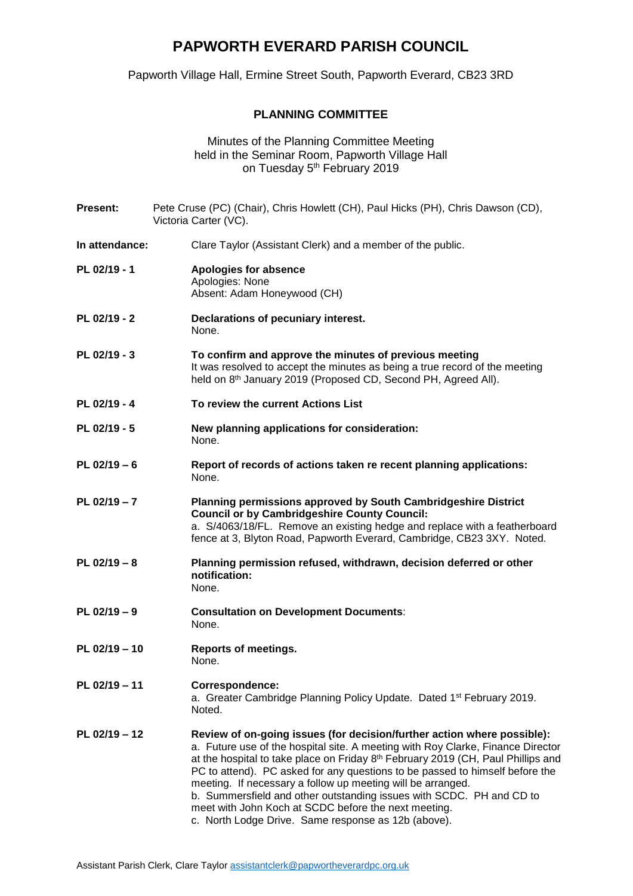# PAPWORTH EVERARD PARISH COUNCIL

Papworth Village Hall, Ermine Street South, Papworth Everard, CB23 3RD

## PLANNING COMMITTEE

Minutes of the Planning Committee Meeting
held in the Seminar Room, Papworth Village Hall
on Tuesday 5th February 2019

**Present:** Pete Cruse (PC) (Chair), Chris Howlett (CH), Paul Hicks (PH), Chris Dawson (CD), Victoria Carter (VC).

**In attendance:** Clare Taylor (Assistant Clerk) and a member of the public.

**PL 02/19 - 1** **Apologies for absence**
Apologies: None
Absent: Adam Honeywood (CH)

**PL 02/19 - 2** **Declarations of pecuniary interest.**
None.

**PL 02/19 - 3** **To confirm and approve the minutes of previous meeting**
It was resolved to accept the minutes as being a true record of the meeting held on 8th January 2019 (Proposed CD, Second PH, Agreed All).

**PL 02/19 - 4** **To review the current Actions List**

**PL 02/19 - 5** **New planning applications for consideration:**
None.

**PL 02/19 – 6** **Report of records of actions taken re recent planning applications:**
None.

**PL 02/19 – 7** **Planning permissions approved by South Cambridgeshire District Council or by Cambridgeshire County Council:**
a. S/4063/18/FL. Remove an existing hedge and replace with a featherboard fence at 3, Blyton Road, Papworth Everard, Cambridge, CB23 3XY. Noted.

**PL 02/19 – 8** **Planning permission refused, withdrawn, decision deferred or other notification:**
None.

**PL 02/19 – 9** **Consultation on Development Documents**:
None.

**PL 02/19 – 10** **Reports of meetings.**
None.

**PL 02/19 – 11** **Correspondence:**
a. Greater Cambridge Planning Policy Update. Dated 1st February 2019. Noted.

**PL 02/19 – 12** **Review of on-going issues (for decision/further action where possible):**
a. Future use of the hospital site. A meeting with Roy Clarke, Finance Director at the hospital to take place on Friday 8th February 2019 (CH, Paul Phillips and PC to attend). PC asked for any questions to be passed to himself before the meeting. If necessary a follow up meeting will be arranged.
b. Summersfield and other outstanding issues with SCDC. PH and CD to meet with John Koch at SCDC before the next meeting.
c. North Lodge Drive. Same response as 12b (above).

Assistant Parish Clerk, Clare Taylor assistantclerk@papwortheverardpc.org.uk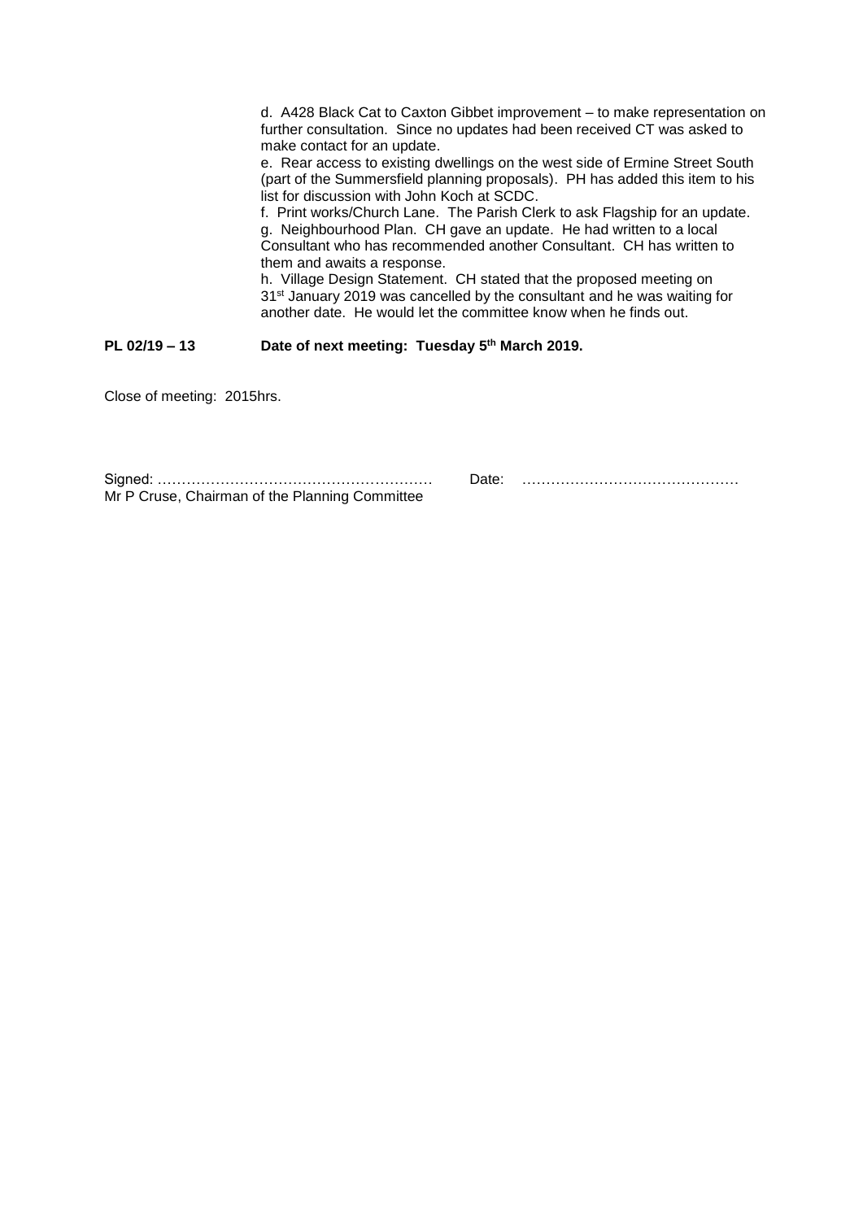d. A428 Black Cat to Caxton Gibbet improvement – to make representation on further consultation. Since no updates had been received CT was asked to make contact for an update.

e. Rear access to existing dwellings on the west side of Ermine Street South (part of the Summersfield planning proposals). PH has added this item to his list for discussion with John Koch at SCDC.

f. Print works/Church Lane. The Parish Clerk to ask Flagship for an update.

g. Neighbourhood Plan. CH gave an update. He had written to a local Consultant who has recommended another Consultant. CH has written to them and awaits a response.

h. Village Design Statement. CH stated that the proposed meeting on 31st January 2019 was cancelled by the consultant and he was waiting for another date. He would let the committee know when he finds out.

**PL 02/19 – 13 Date of next meeting: Tuesday 5th March 2019.**

Close of meeting: 2015hrs.

Signed: ……………………………………………… Date: ……………………………………

Mr P Cruse, Chairman of the Planning Committee